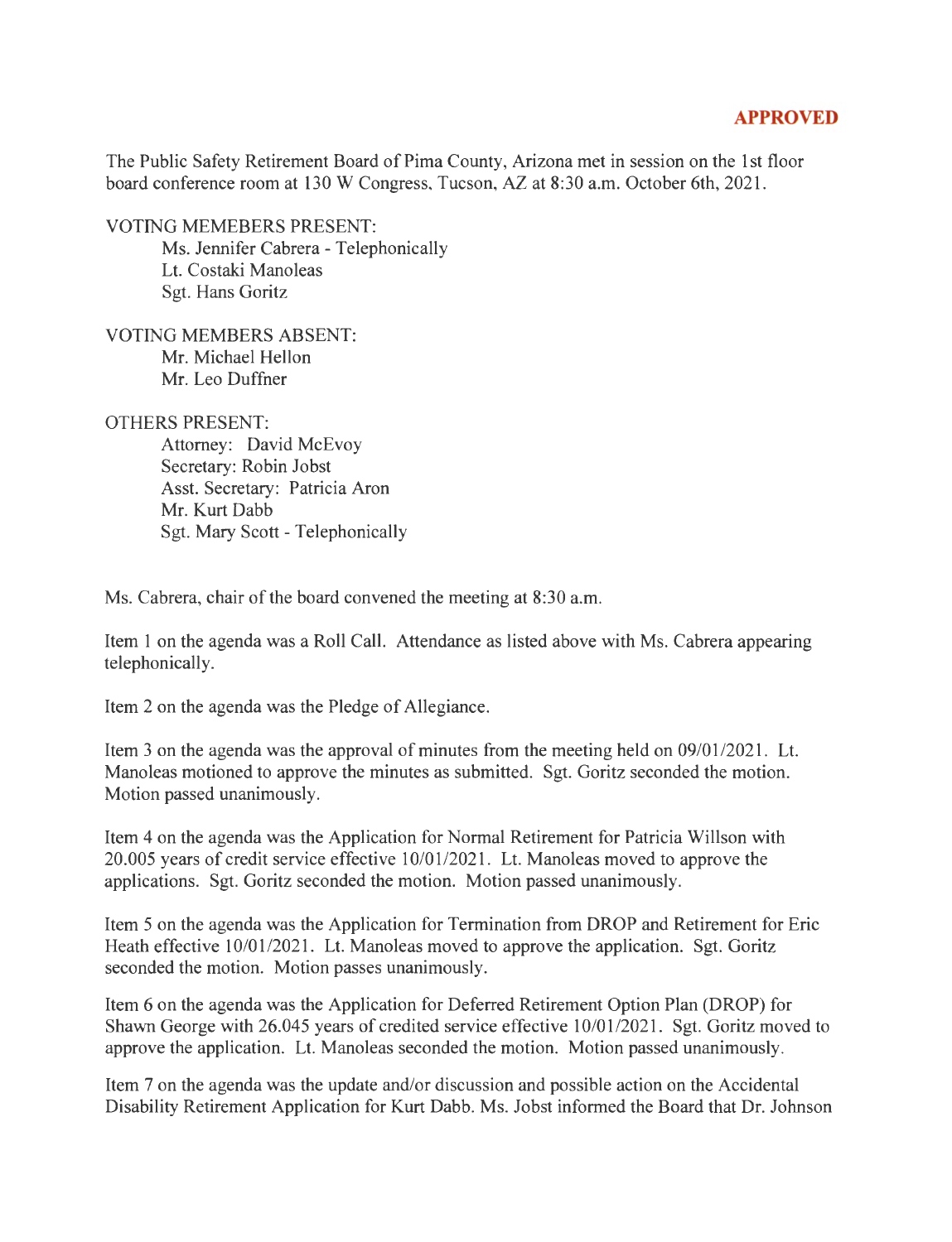**APPROVED**

The Public Safety Retirement Board of Pima County, Arizona met in session on the 1st floor board conference room at 130 W Congress, Tucson, AZ at 8:30 a.m. October 6th, 2021.

VOTING MEMEBERS PRESENT:
- Ms. Jennifer Cabrera - Telephonically
- Lt. Costaki Manoleas
- Sgt. Hans Goritz

VOTING MEMBERS ABSENT:
- Mr. Michael Hellon
- Mr. Leo Duffner

OTHERS PRESENT:
- Attorney: David McEvoy
- Secretary: Robin Jobst
- Asst. Secretary: Patricia Aron
- Mr. Kurt Dabb
- Sgt. Mary Scott - Telephonically

Ms. Cabrera, chair of the board convened the meeting at 8:30 a.m.

Item 1 on the agenda was a Roll Call. Attendance as listed above with Ms. Cabrera appearing telephonically.

Item 2 on the agenda was the Pledge of Allegiance.

Item 3 on the agenda was the approval of minutes from the meeting held on 09/01/2021. Lt. Manoleas motioned to approve the minutes as submitted. Sgt. Goritz seconded the motion. Motion passed unanimously.

Item 4 on the agenda was the Application for Normal Retirement for Patricia Willson with 20.005 years of credit service effective 10/01/2021. Lt. Manoleas moved to approve the applications. Sgt. Goritz seconded the motion. Motion passed unanimously.

Item 5 on the agenda was the Application for Termination from DROP and Retirement for Eric Heath effective 10/01/2021. Lt. Manoleas moved to approve the application. Sgt. Goritz seconded the motion. Motion passes unanimously.

Item 6 on the agenda was the Application for Deferred Retirement Option Plan (DROP) for Shawn George with 26.045 years of credited service effective 10/01/2021. Sgt. Goritz moved to approve the application. Lt. Manoleas seconded the motion. Motion passed unanimously.

Item 7 on the agenda was the update and/or discussion and possible action on the Accidental Disability Retirement Application for Kurt Dabb. Ms. Jobst informed the Board that Dr. Johnson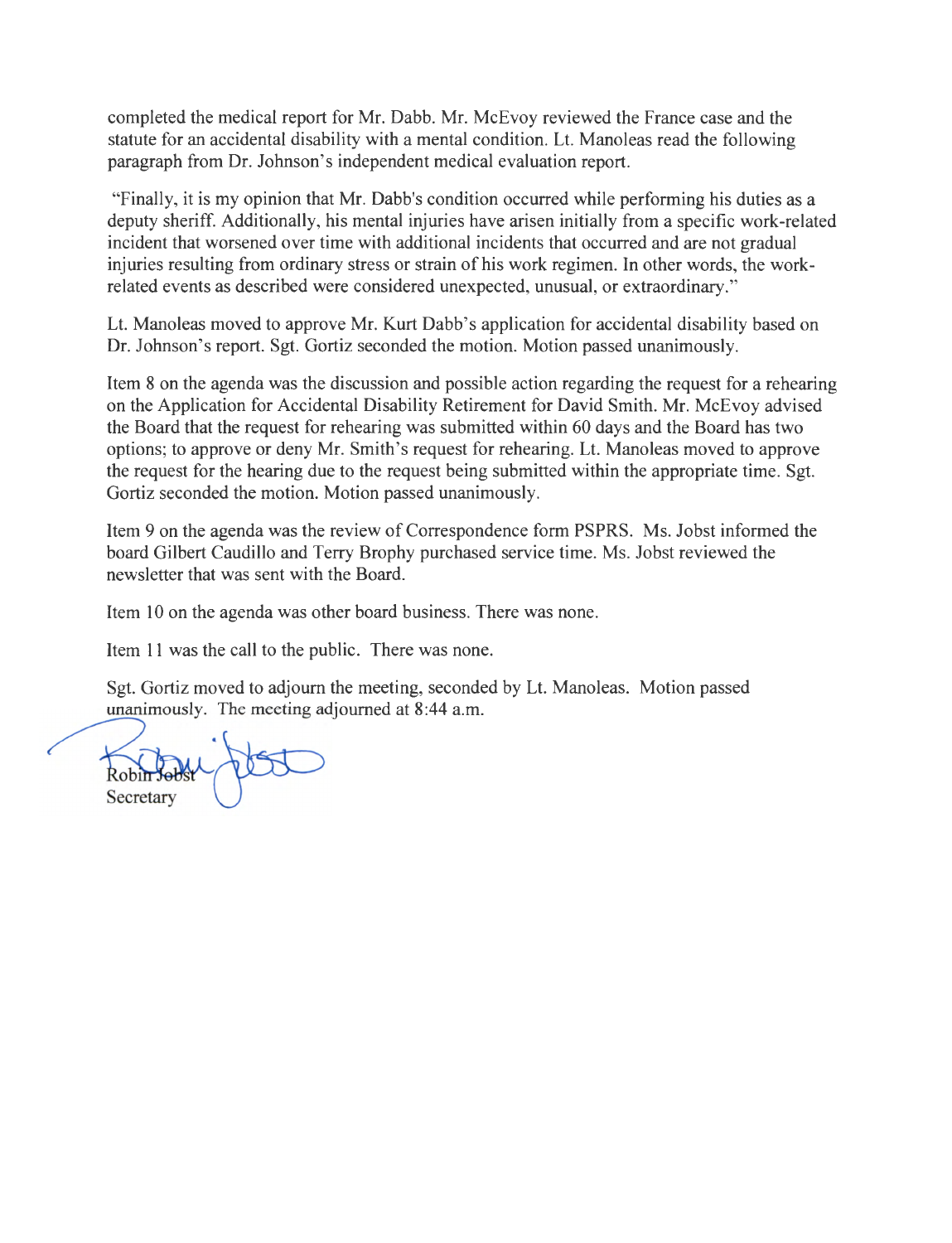completed the medical report for Mr. Dabb. Mr. McEvoy reviewed the France case and the statute for an accidental disability with a mental condition. Lt. Manoleas read the following paragraph from Dr. Johnson's independent medical evaluation report.

"Finally, it is my opinion that Mr. Dabb's condition occurred while performing his duties as a deputy sheriff. Additionally, his mental injuries have arisen initially from a specific work-related incident that worsened over time with additional incidents that occurred and are not gradual injuries resulting from ordinary stress or strain of his work regimen. In other words, the work-related events as described were considered unexpected, unusual, or extraordinary."

Lt. Manoleas moved to approve Mr. Kurt Dabb's application for accidental disability based on Dr. Johnson's report. Sgt. Gortiz seconded the motion. Motion passed unanimously.

Item 8 on the agenda was the discussion and possible action regarding the request for a rehearing on the Application for Accidental Disability Retirement for David Smith. Mr. McEvoy advised the Board that the request for rehearing was submitted within 60 days and the Board has two options; to approve or deny Mr. Smith's request for rehearing. Lt. Manoleas moved to approve the request for the hearing due to the request being submitted within the appropriate time. Sgt. Gortiz seconded the motion. Motion passed unanimously.

Item 9 on the agenda was the review of Correspondence form PSPRS. Ms. Jobst informed the board Gilbert Caudillo and Terry Brophy purchased service time. Ms. Jobst reviewed the newsletter that was sent with the Board.

Item 10 on the agenda was other board business. There was none.

Item 11 was the call to the public. There was none.

Sgt. Gortiz moved to adjourn the meeting, seconded by Lt. Manoleas. Motion passed unanimously. The meeting adjourned at 8:44 a.m.

Robin Jobst
Secretary